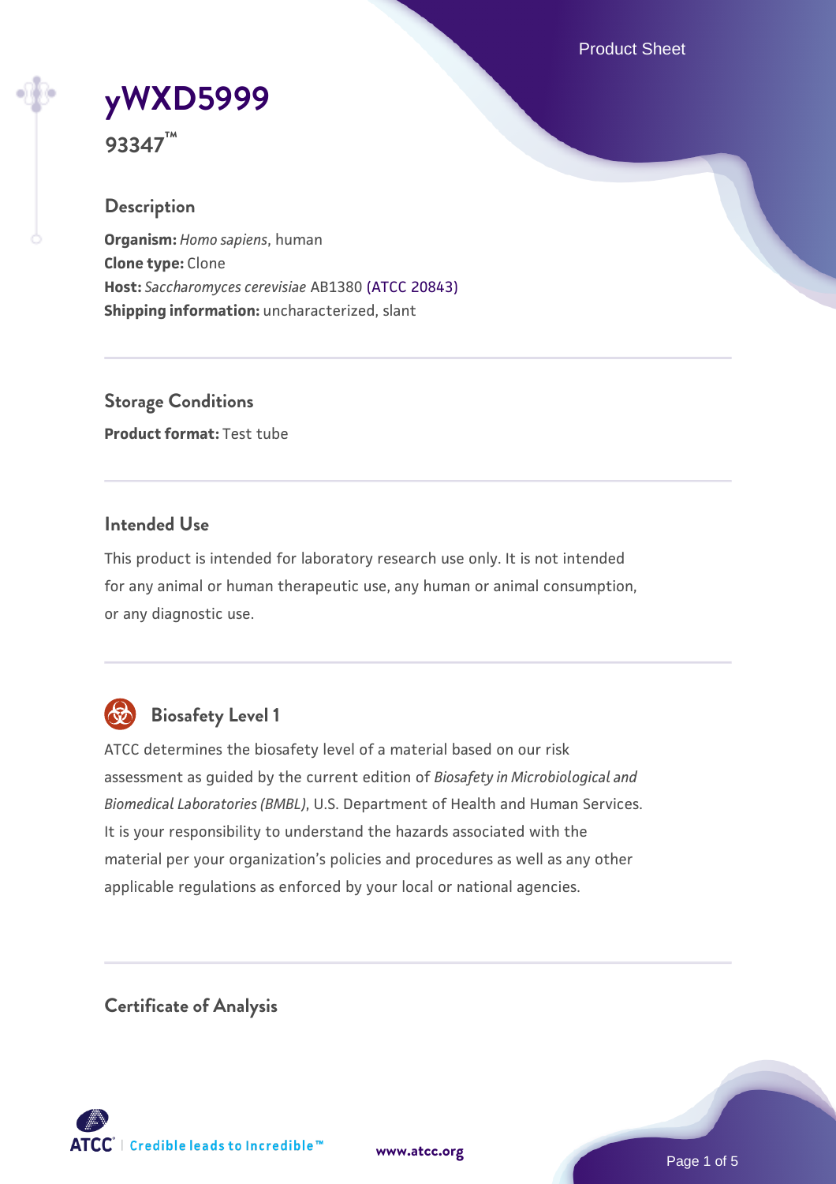# yWXD5999

**93347™**

## Description

**Organism:** *Homo sapiens*, human
**Clone type:** Clone
**Host:** *Saccharomyces cerevisiae* AB1380 (ATCC 20843)
**Shipping information:** uncharacterized, slant

## Storage Conditions

**Product format:** Test tube

## Intended Use

This product is intended for laboratory research use only. It is not intended for any animal or human therapeutic use, any human or animal consumption, or any diagnostic use.

## Biosafety Level 1

ATCC determines the biosafety level of a material based on our risk assessment as guided by the current edition of *Biosafety in Microbiological and Biomedical Laboratories (BMBL)*, U.S. Department of Health and Human Services. It is your responsibility to understand the hazards associated with the material per your organization's policies and procedures as well as any other applicable regulations as enforced by your local or national agencies.

## Certificate of Analysis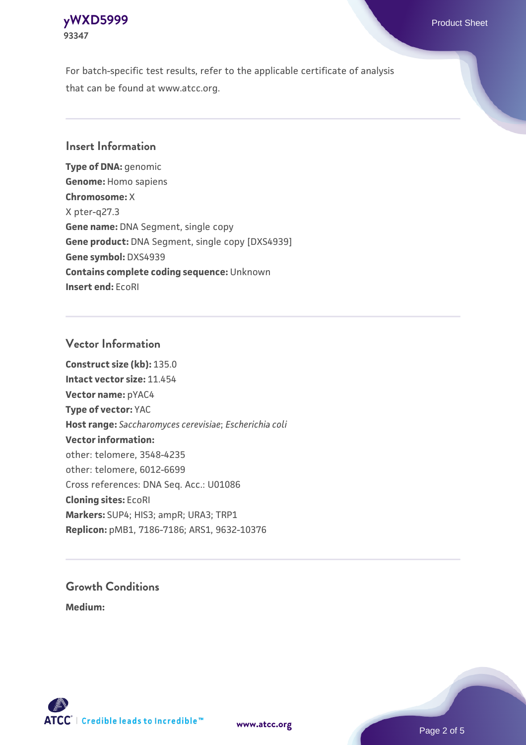For batch-specific test results, refer to the applicable certificate of analysis that can be found at www.atcc.org.

## Insert Information

**Type of DNA:** genomic
**Genome:** Homo sapiens
**Chromosome:** X
X pter-q27.3
**Gene name:** DNA Segment, single copy
**Gene product:** DNA Segment, single copy [DXS4939]
**Gene symbol:** DXS4939
**Contains complete coding sequence:** Unknown
**Insert end:** EcoRI

## Vector Information

**Construct size (kb):** 135.0
**Intact vector size:** 11.454
**Vector name:** pYAC4
**Type of vector:** YAC
**Host range:** *Saccharomyces cerevisiae*; *Escherichia coli*
**Vector information:**
other: telomere, 3548-4235
other: telomere, 6012-6699
Cross references: DNA Seq. Acc.: U01086
**Cloning sites:** EcoRI
**Markers:** SUP4; HIS3; ampR; URA3; TRP1
**Replicon:** pMB1, 7186-7186; ARS1, 9632-10376

## Growth Conditions

**Medium:**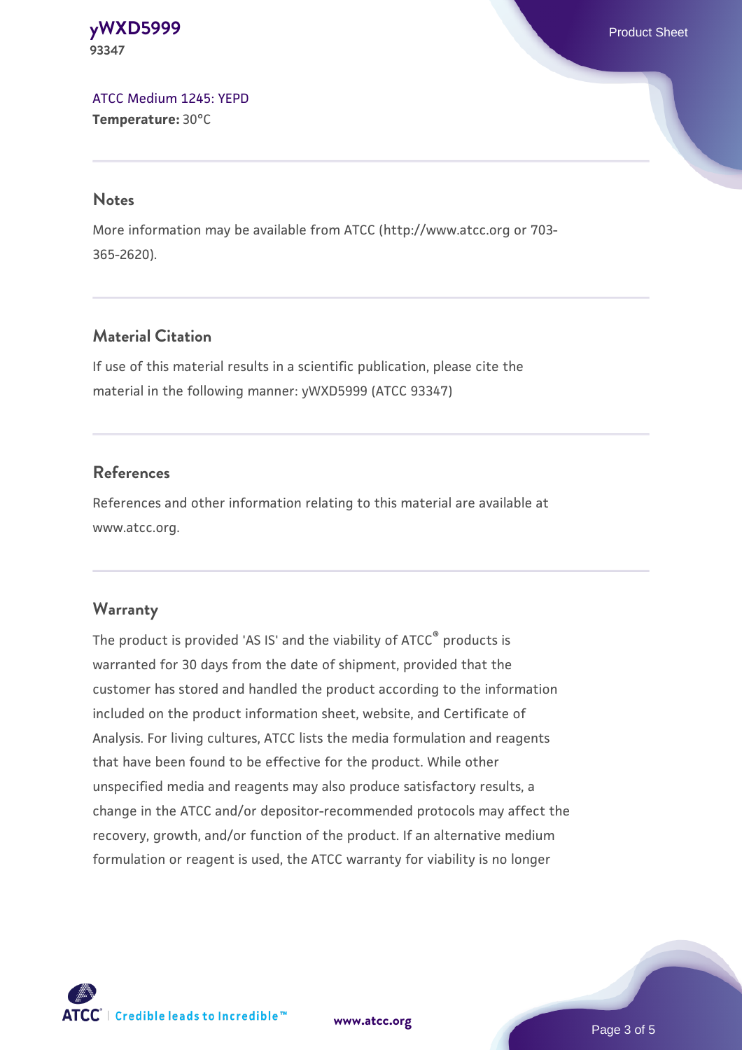ATCC Medium 1245: YEPD
**Temperature:** 30°C

## Notes

More information may be available from ATCC (http://www.atcc.org or 703-365-2620).

## Material Citation

If use of this material results in a scientific publication, please cite the material in the following manner: yWXD5999 (ATCC 93347)

## References

References and other information relating to this material are available at www.atcc.org.

## Warranty

The product is provided 'AS IS' and the viability of ATCC® products is warranted for 30 days from the date of shipment, provided that the customer has stored and handled the product according to the information included on the product information sheet, website, and Certificate of Analysis. For living cultures, ATCC lists the media formulation and reagents that have been found to be effective for the product. While other unspecified media and reagents may also produce satisfactory results, a change in the ATCC and/or depositor-recommended protocols may affect the recovery, growth, and/or function of the product. If an alternative medium formulation or reagent is used, the ATCC warranty for viability is no longer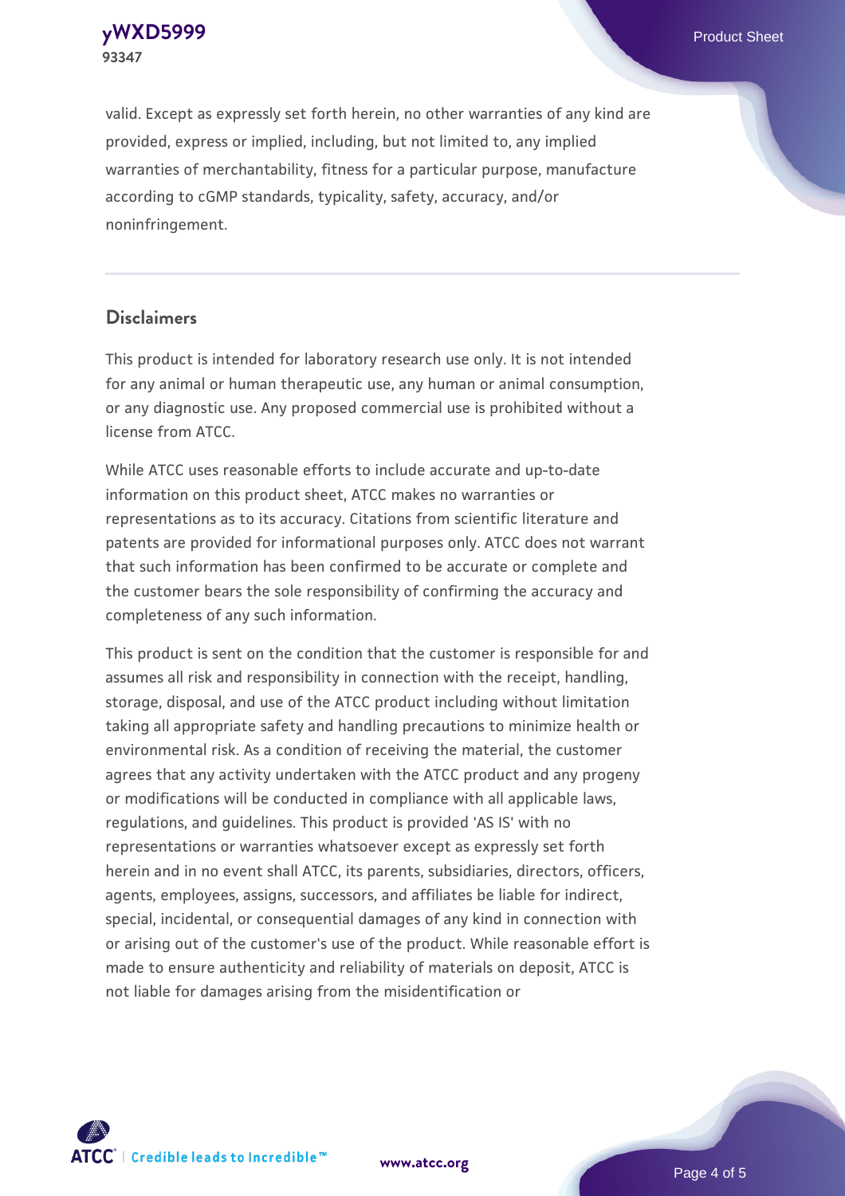valid. Except as expressly set forth herein, no other warranties of any kind are provided, express or implied, including, but not limited to, any implied warranties of merchantability, fitness for a particular purpose, manufacture according to cGMP standards, typicality, safety, accuracy, and/or noninfringement.

## Disclaimers

This product is intended for laboratory research use only. It is not intended for any animal or human therapeutic use, any human or animal consumption, or any diagnostic use. Any proposed commercial use is prohibited without a license from ATCC.

While ATCC uses reasonable efforts to include accurate and up-to-date information on this product sheet, ATCC makes no warranties or representations as to its accuracy. Citations from scientific literature and patents are provided for informational purposes only. ATCC does not warrant that such information has been confirmed to be accurate or complete and the customer bears the sole responsibility of confirming the accuracy and completeness of any such information.

This product is sent on the condition that the customer is responsible for and assumes all risk and responsibility in connection with the receipt, handling, storage, disposal, and use of the ATCC product including without limitation taking all appropriate safety and handling precautions to minimize health or environmental risk. As a condition of receiving the material, the customer agrees that any activity undertaken with the ATCC product and any progeny or modifications will be conducted in compliance with all applicable laws, regulations, and guidelines. This product is provided 'AS IS' with no representations or warranties whatsoever except as expressly set forth herein and in no event shall ATCC, its parents, subsidiaries, directors, officers, agents, employees, assigns, successors, and affiliates be liable for indirect, special, incidental, or consequential damages of any kind in connection with or arising out of the customer's use of the product. While reasonable effort is made to ensure authenticity and reliability of materials on deposit, ATCC is not liable for damages arising from the misidentification or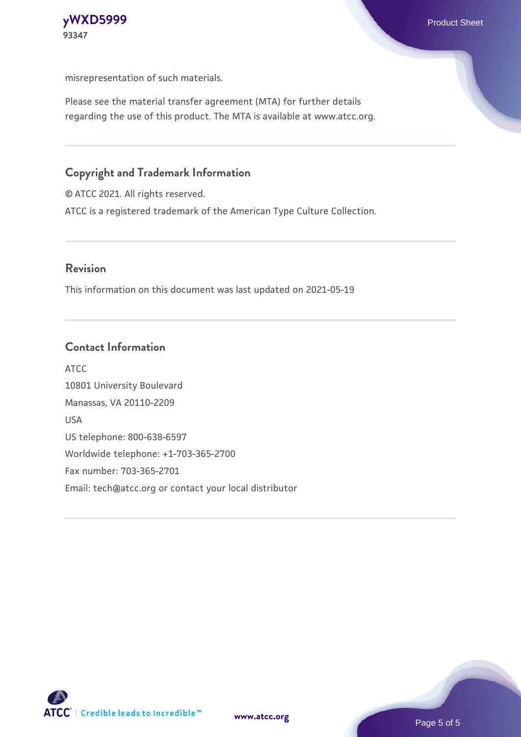misrepresentation of such materials.

Please see the material transfer agreement (MTA) for further details regarding the use of this product. The MTA is available at www.atcc.org.

## Copyright and Trademark Information

© ATCC 2021. All rights reserved.

ATCC is a registered trademark of the American Type Culture Collection.

## Revision

This information on this document was last updated on 2021-05-19

## Contact Information

ATCC
10801 University Boulevard
Manassas, VA 20110-2209
USA
US telephone: 800-638-6597
Worldwide telephone: +1-703-365-2700
Fax number: 703-365-2701
Email: tech@atcc.org or contact your local distributor